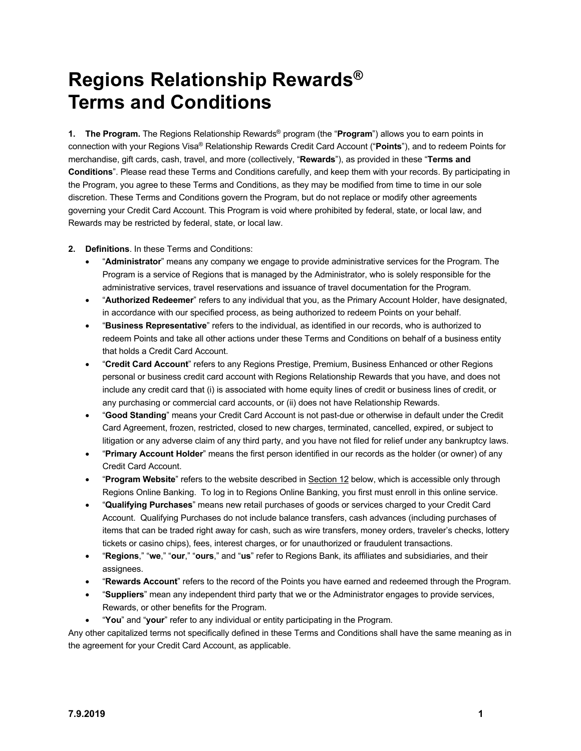# Regions Relationship Rewards®
# Terms and Conditions

**1. The Program.** The Regions Relationship Rewards® program (the "**Program**") allows you to earn points in connection with your Regions Visa® Relationship Rewards Credit Card Account ("**Points**"), and to redeem Points for merchandise, gift cards, cash, travel, and more (collectively, "**Rewards**"), as provided in these "**Terms and Conditions**". Please read these Terms and Conditions carefully, and keep them with your records. By participating in the Program, you agree to these Terms and Conditions, as they may be modified from time to time in our sole discretion. These Terms and Conditions govern the Program, but do not replace or modify other agreements governing your Credit Card Account. This Program is void where prohibited by federal, state, or local law, and Rewards may be restricted by federal, state, or local law.

**2. Definitions**. In these Terms and Conditions:

- "**Administrator**" means any company we engage to provide administrative services for the Program. The Program is a service of Regions that is managed by the Administrator, who is solely responsible for the administrative services, travel reservations and issuance of travel documentation for the Program.
- "**Authorized Redeemer**" refers to any individual that you, as the Primary Account Holder, have designated, in accordance with our specified process, as being authorized to redeem Points on your behalf.
- "**Business Representative**" refers to the individual, as identified in our records, who is authorized to redeem Points and take all other actions under these Terms and Conditions on behalf of a business entity that holds a Credit Card Account.
- "**Credit Card Account**" refers to any Regions Prestige, Premium, Business Enhanced or other Regions personal or business credit card account with Regions Relationship Rewards that you have, and does not include any credit card that (i) is associated with home equity lines of credit or business lines of credit, or any purchasing or commercial card accounts, or (ii) does not have Relationship Rewards.
- "**Good Standing**" means your Credit Card Account is not past-due or otherwise in default under the Credit Card Agreement, frozen, restricted, closed to new charges, terminated, cancelled, expired, or subject to litigation or any adverse claim of any third party, and you have not filed for relief under any bankruptcy laws.
- "**Primary Account Holder**" means the first person identified in our records as the holder (or owner) of any Credit Card Account.
- "**Program Website**" refers to the website described in Section 12 below, which is accessible only through Regions Online Banking. To log in to Regions Online Banking, you first must enroll in this online service.
- "**Qualifying Purchases**" means new retail purchases of goods or services charged to your Credit Card Account. Qualifying Purchases do not include balance transfers, cash advances (including purchases of items that can be traded right away for cash, such as wire transfers, money orders, traveler's checks, lottery tickets or casino chips), fees, interest charges, or for unauthorized or fraudulent transactions.
- "**Regions**," "**we**," "**our**," "**ours**," and "**us**" refer to Regions Bank, its affiliates and subsidiaries, and their assignees.
- "**Rewards Account**" refers to the record of the Points you have earned and redeemed through the Program.
- "**Suppliers**" mean any independent third party that we or the Administrator engages to provide services, Rewards, or other benefits for the Program.
- "**You**" and "**your**" refer to any individual or entity participating in the Program.

Any other capitalized terms not specifically defined in these Terms and Conditions shall have the same meaning as in the agreement for your Credit Card Account, as applicable.

7.9.2019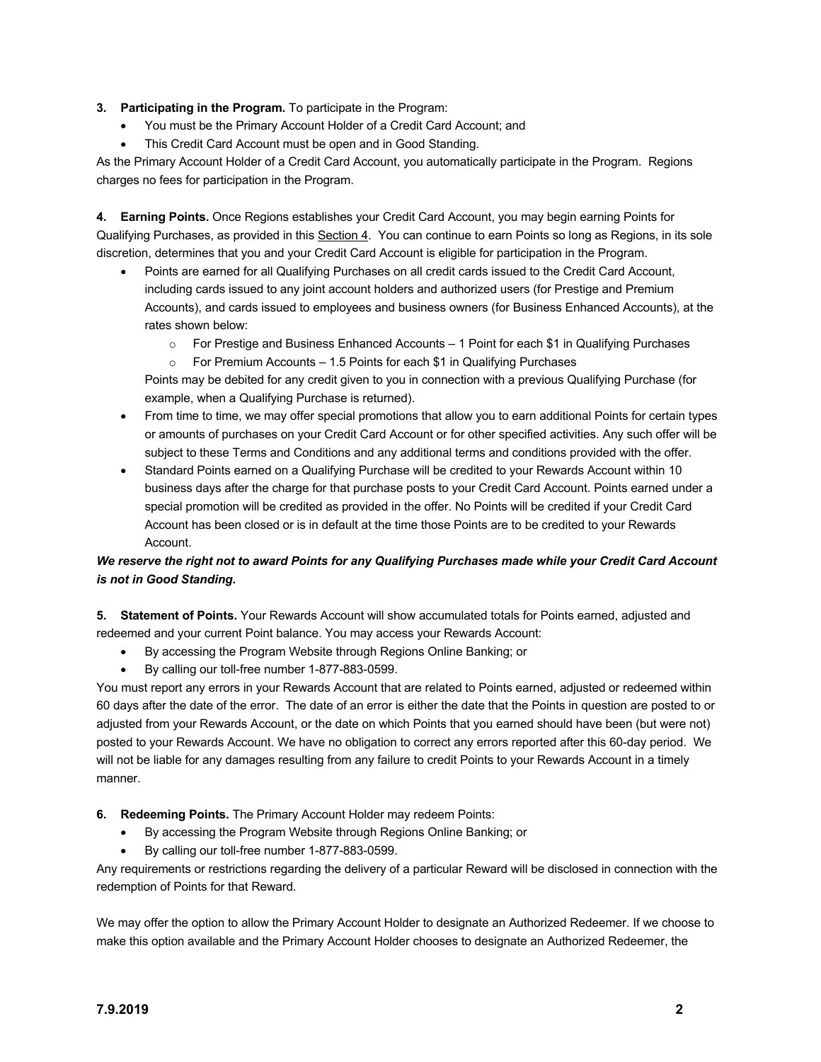**3. Participating in the Program.** To participate in the Program:

- You must be the Primary Account Holder of a Credit Card Account; and
- This Credit Card Account must be open and in Good Standing.

As the Primary Account Holder of a Credit Card Account, you automatically participate in the Program. Regions charges no fees for participation in the Program.

**4. Earning Points.** Once Regions establishes your Credit Card Account, you may begin earning Points for Qualifying Purchases, as provided in this <u>Section 4</u>. You can continue to earn Points so long as Regions, in its sole discretion, determines that you and your Credit Card Account is eligible for participation in the Program.

- Points are earned for all Qualifying Purchases on all credit cards issued to the Credit Card Account, including cards issued to any joint account holders and authorized users (for Prestige and Premium Accounts), and cards issued to employees and business owners (for Business Enhanced Accounts), at the rates shown below:
  - For Prestige and Business Enhanced Accounts – 1 Point for each $1 in Qualifying Purchases
  - For Premium Accounts – 1.5 Points for each $1 in Qualifying Purchases

  Points may be debited for any credit given to you in connection with a previous Qualifying Purchase (for example, when a Qualifying Purchase is returned).
- From time to time, we may offer special promotions that allow you to earn additional Points for certain types or amounts of purchases on your Credit Card Account or for other specified activities. Any such offer will be subject to these Terms and Conditions and any additional terms and conditions provided with the offer.
- Standard Points earned on a Qualifying Purchase will be credited to your Rewards Account within 10 business days after the charge for that purchase posts to your Credit Card Account. Points earned under a special promotion will be credited as provided in the offer. No Points will be credited if your Credit Card Account has been closed or is in default at the time those Points are to be credited to your Rewards Account.

***We reserve the right not to award Points for any Qualifying Purchases made while your Credit Card Account is not in Good Standing.***

**5. Statement of Points.** Your Rewards Account will show accumulated totals for Points earned, adjusted and redeemed and your current Point balance. You may access your Rewards Account:

- By accessing the Program Website through Regions Online Banking; or
- By calling our toll-free number 1-877-883-0599.

You must report any errors in your Rewards Account that are related to Points earned, adjusted or redeemed within 60 days after the date of the error. The date of an error is either the date that the Points in question are posted to or adjusted from your Rewards Account, or the date on which Points that you earned should have been (but were not) posted to your Rewards Account. We have no obligation to correct any errors reported after this 60-day period. We will not be liable for any damages resulting from any failure to credit Points to your Rewards Account in a timely manner.

**6. Redeeming Points.** The Primary Account Holder may redeem Points:

- By accessing the Program Website through Regions Online Banking; or
- By calling our toll-free number 1-877-883-0599.

Any requirements or restrictions regarding the delivery of a particular Reward will be disclosed in connection with the redemption of Points for that Reward.

We may offer the option to allow the Primary Account Holder to designate an Authorized Redeemer. If we choose to make this option available and the Primary Account Holder chooses to designate an Authorized Redeemer, the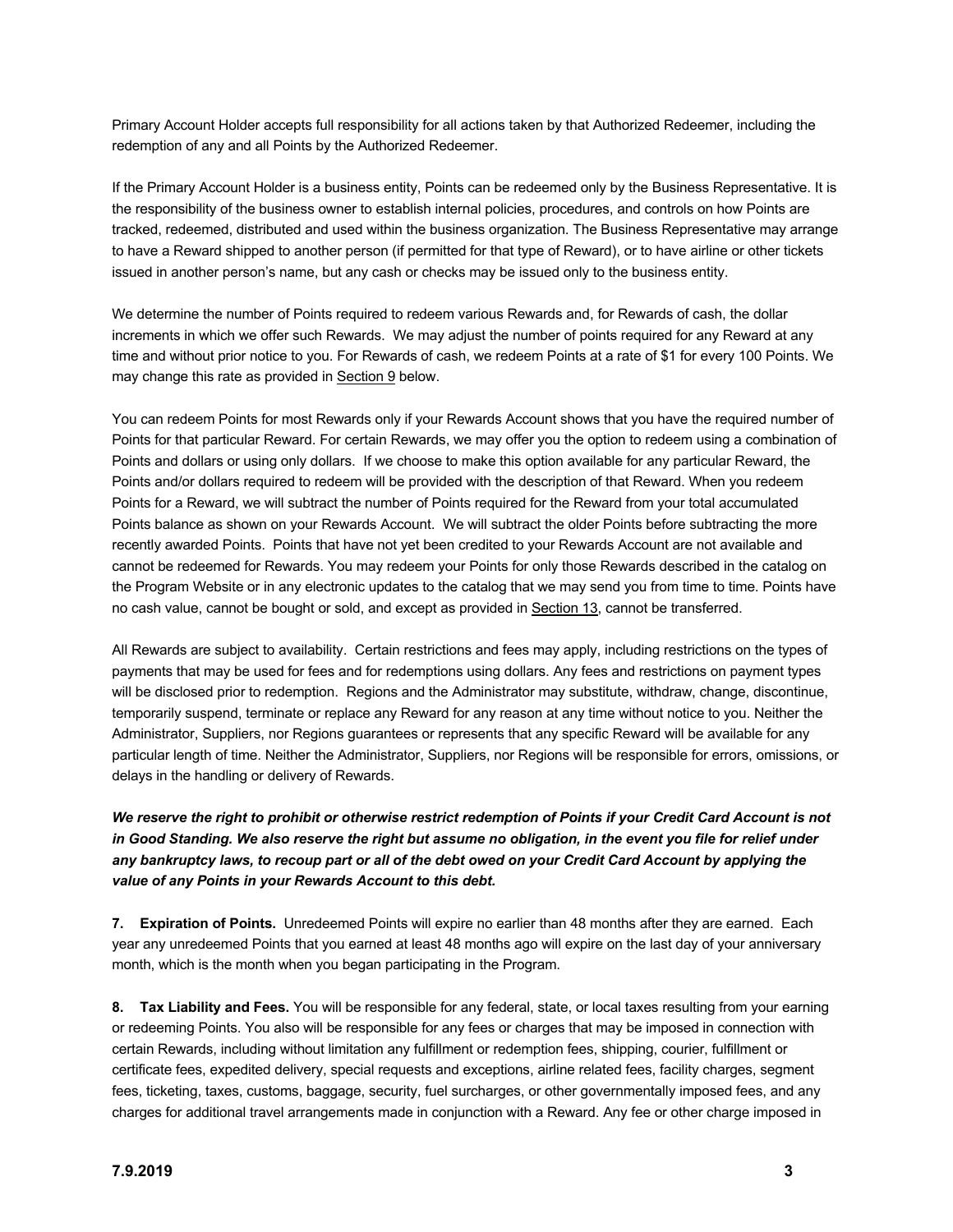Primary Account Holder accepts full responsibility for all actions taken by that Authorized Redeemer, including the redemption of any and all Points by the Authorized Redeemer.

If the Primary Account Holder is a business entity, Points can be redeemed only by the Business Representative. It is the responsibility of the business owner to establish internal policies, procedures, and controls on how Points are tracked, redeemed, distributed and used within the business organization. The Business Representative may arrange to have a Reward shipped to another person (if permitted for that type of Reward), or to have airline or other tickets issued in another person's name, but any cash or checks may be issued only to the business entity.

We determine the number of Points required to redeem various Rewards and, for Rewards of cash, the dollar increments in which we offer such Rewards. We may adjust the number of points required for any Reward at any time and without prior notice to you. For Rewards of cash, we redeem Points at a rate of $1 for every 100 Points. We may change this rate as provided in Section 9 below.

You can redeem Points for most Rewards only if your Rewards Account shows that you have the required number of Points for that particular Reward. For certain Rewards, we may offer you the option to redeem using a combination of Points and dollars or using only dollars. If we choose to make this option available for any particular Reward, the Points and/or dollars required to redeem will be provided with the description of that Reward. When you redeem Points for a Reward, we will subtract the number of Points required for the Reward from your total accumulated Points balance as shown on your Rewards Account. We will subtract the older Points before subtracting the more recently awarded Points. Points that have not yet been credited to your Rewards Account are not available and cannot be redeemed for Rewards. You may redeem your Points for only those Rewards described in the catalog on the Program Website or in any electronic updates to the catalog that we may send you from time to time. Points have no cash value, cannot be bought or sold, and except as provided in Section 13, cannot be transferred.

All Rewards are subject to availability. Certain restrictions and fees may apply, including restrictions on the types of payments that may be used for fees and for redemptions using dollars. Any fees and restrictions on payment types will be disclosed prior to redemption. Regions and the Administrator may substitute, withdraw, change, discontinue, temporarily suspend, terminate or replace any Reward for any reason at any time without notice to you. Neither the Administrator, Suppliers, nor Regions guarantees or represents that any specific Reward will be available for any particular length of time. Neither the Administrator, Suppliers, nor Regions will be responsible for errors, omissions, or delays in the handling or delivery of Rewards.

***We reserve the right to prohibit or otherwise restrict redemption of Points if your Credit Card Account is not in Good Standing. We also reserve the right but assume no obligation, in the event you file for relief under any bankruptcy laws, to recoup part or all of the debt owed on your Credit Card Account by applying the value of any Points in your Rewards Account to this debt.***

**7. Expiration of Points.** Unredeemed Points will expire no earlier than 48 months after they are earned. Each year any unredeemed Points that you earned at least 48 months ago will expire on the last day of your anniversary month, which is the month when you began participating in the Program.

**8. Tax Liability and Fees.** You will be responsible for any federal, state, or local taxes resulting from your earning or redeeming Points. You also will be responsible for any fees or charges that may be imposed in connection with certain Rewards, including without limitation any fulfillment or redemption fees, shipping, courier, fulfillment or certificate fees, expedited delivery, special requests and exceptions, airline related fees, facility charges, segment fees, ticketing, taxes, customs, baggage, security, fuel surcharges, or other governmentally imposed fees, and any charges for additional travel arrangements made in conjunction with a Reward. Any fee or other charge imposed in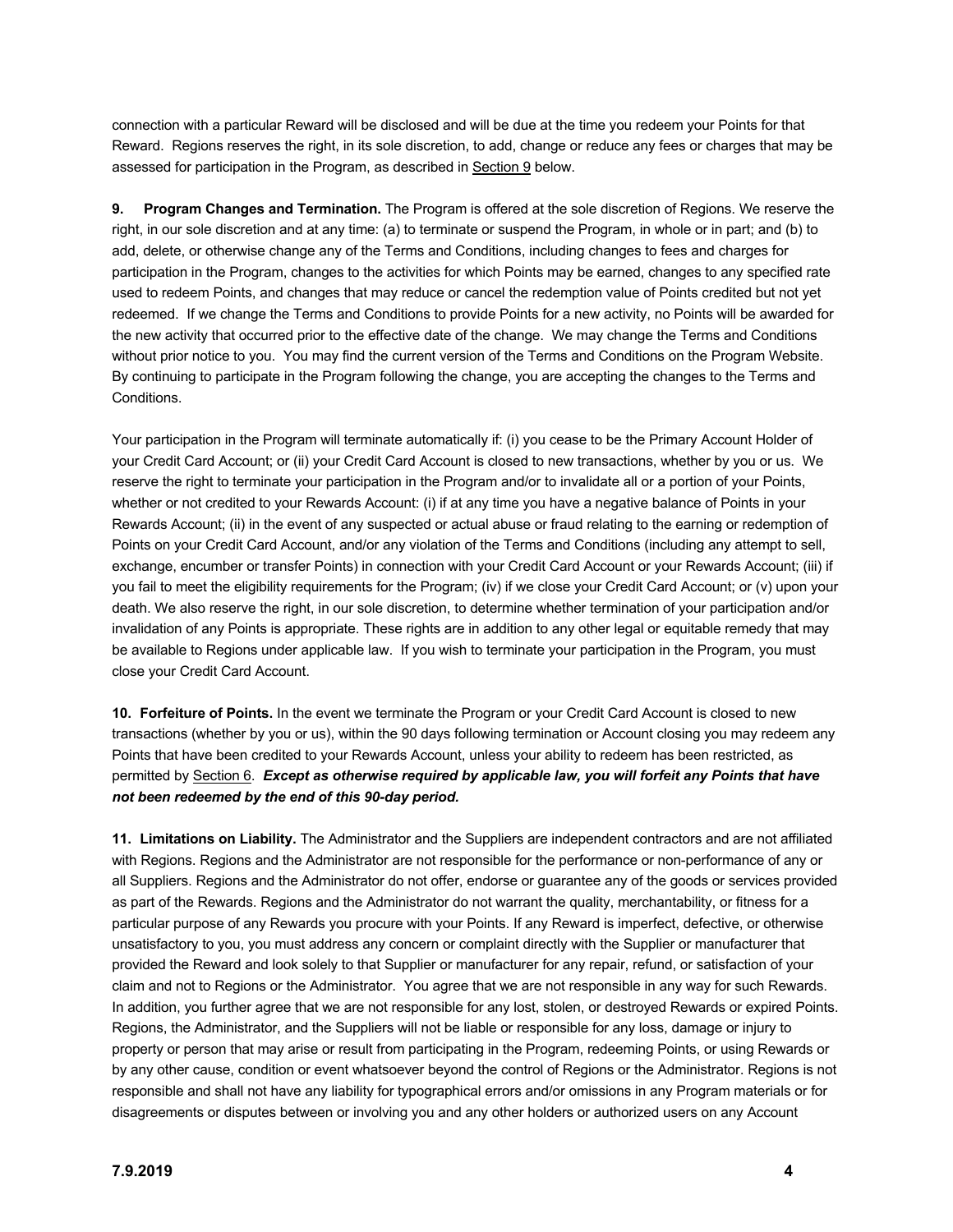connection with a particular Reward will be disclosed and will be due at the time you redeem your Points for that Reward. Regions reserves the right, in its sole discretion, to add, change or reduce any fees or charges that may be assessed for participation in the Program, as described in Section 9 below.

**9. Program Changes and Termination.** The Program is offered at the sole discretion of Regions. We reserve the right, in our sole discretion and at any time: (a) to terminate or suspend the Program, in whole or in part; and (b) to add, delete, or otherwise change any of the Terms and Conditions, including changes to fees and charges for participation in the Program, changes to the activities for which Points may be earned, changes to any specified rate used to redeem Points, and changes that may reduce or cancel the redemption value of Points credited but not yet redeemed. If we change the Terms and Conditions to provide Points for a new activity, no Points will be awarded for the new activity that occurred prior to the effective date of the change. We may change the Terms and Conditions without prior notice to you. You may find the current version of the Terms and Conditions on the Program Website. By continuing to participate in the Program following the change, you are accepting the changes to the Terms and Conditions.

Your participation in the Program will terminate automatically if: (i) you cease to be the Primary Account Holder of your Credit Card Account; or (ii) your Credit Card Account is closed to new transactions, whether by you or us. We reserve the right to terminate your participation in the Program and/or to invalidate all or a portion of your Points, whether or not credited to your Rewards Account: (i) if at any time you have a negative balance of Points in your Rewards Account; (ii) in the event of any suspected or actual abuse or fraud relating to the earning or redemption of Points on your Credit Card Account, and/or any violation of the Terms and Conditions (including any attempt to sell, exchange, encumber or transfer Points) in connection with your Credit Card Account or your Rewards Account; (iii) if you fail to meet the eligibility requirements for the Program; (iv) if we close your Credit Card Account; or (v) upon your death. We also reserve the right, in our sole discretion, to determine whether termination of your participation and/or invalidation of any Points is appropriate. These rights are in addition to any other legal or equitable remedy that may be available to Regions under applicable law. If you wish to terminate your participation in the Program, you must close your Credit Card Account.

**10. Forfeiture of Points.** In the event we terminate the Program or your Credit Card Account is closed to new transactions (whether by you or us), within the 90 days following termination or Account closing you may redeem any Points that have been credited to your Rewards Account, unless your ability to redeem has been restricted, as permitted by Section 6. ***Except as otherwise required by applicable law, you will forfeit any Points that have not been redeemed by the end of this 90-day period.***

**11. Limitations on Liability.** The Administrator and the Suppliers are independent contractors and are not affiliated with Regions. Regions and the Administrator are not responsible for the performance or non-performance of any or all Suppliers. Regions and the Administrator do not offer, endorse or guarantee any of the goods or services provided as part of the Rewards. Regions and the Administrator do not warrant the quality, merchantability, or fitness for a particular purpose of any Rewards you procure with your Points. If any Reward is imperfect, defective, or otherwise unsatisfactory to you, you must address any concern or complaint directly with the Supplier or manufacturer that provided the Reward and look solely to that Supplier or manufacturer for any repair, refund, or satisfaction of your claim and not to Regions or the Administrator. You agree that we are not responsible in any way for such Rewards. In addition, you further agree that we are not responsible for any lost, stolen, or destroyed Rewards or expired Points. Regions, the Administrator, and the Suppliers will not be liable or responsible for any loss, damage or injury to property or person that may arise or result from participating in the Program, redeeming Points, or using Rewards or by any other cause, condition or event whatsoever beyond the control of Regions or the Administrator. Regions is not responsible and shall not have any liability for typographical errors and/or omissions in any Program materials or for disagreements or disputes between or involving you and any other holders or authorized users on any Account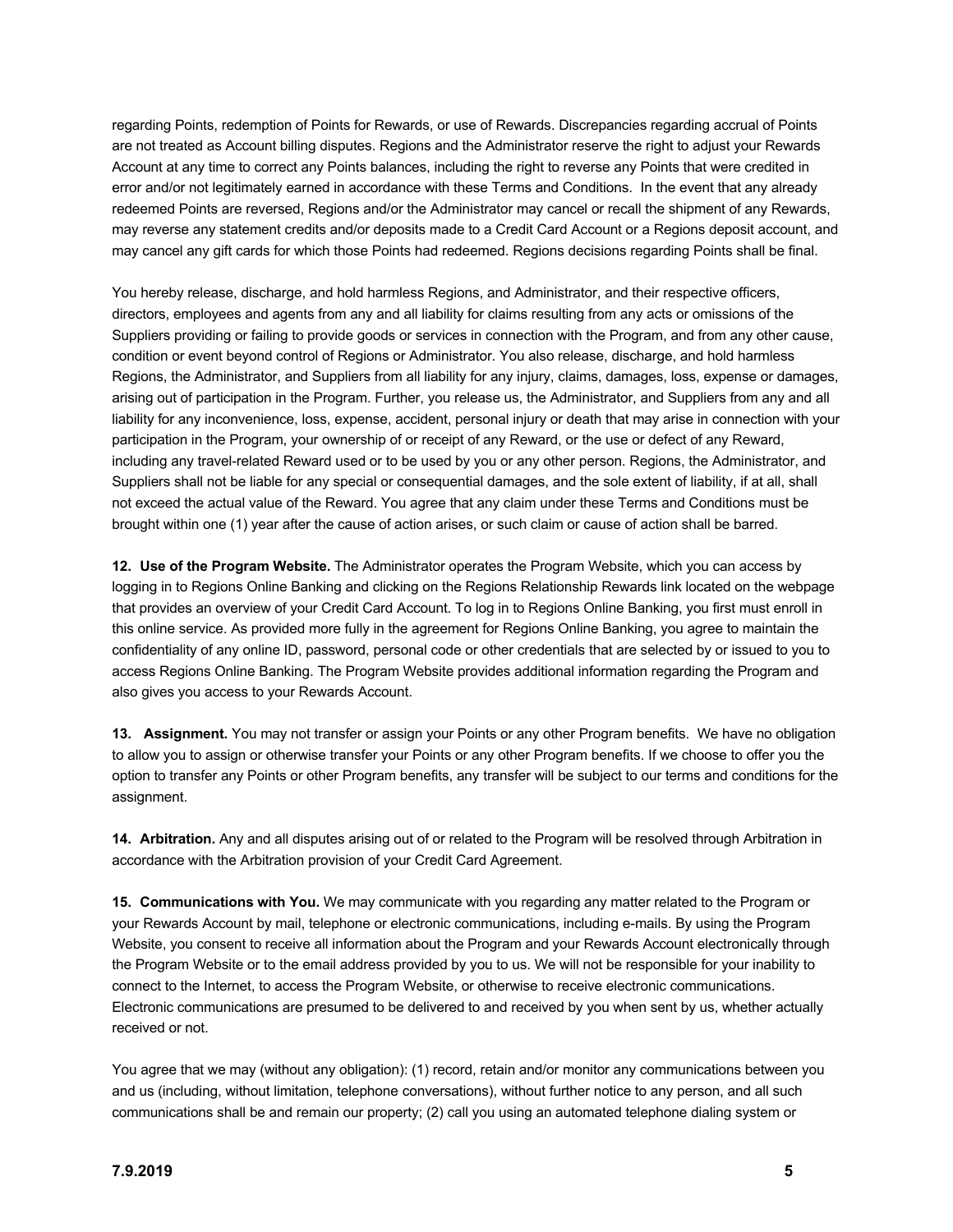regarding Points, redemption of Points for Rewards, or use of Rewards. Discrepancies regarding accrual of Points are not treated as Account billing disputes. Regions and the Administrator reserve the right to adjust your Rewards Account at any time to correct any Points balances, including the right to reverse any Points that were credited in error and/or not legitimately earned in accordance with these Terms and Conditions. In the event that any already redeemed Points are reversed, Regions and/or the Administrator may cancel or recall the shipment of any Rewards, may reverse any statement credits and/or deposits made to a Credit Card Account or a Regions deposit account, and may cancel any gift cards for which those Points had redeemed. Regions decisions regarding Points shall be final.

You hereby release, discharge, and hold harmless Regions, and Administrator, and their respective officers, directors, employees and agents from any and all liability for claims resulting from any acts or omissions of the Suppliers providing or failing to provide goods or services in connection with the Program, and from any other cause, condition or event beyond control of Regions or Administrator. You also release, discharge, and hold harmless Regions, the Administrator, and Suppliers from all liability for any injury, claims, damages, loss, expense or damages, arising out of participation in the Program. Further, you release us, the Administrator, and Suppliers from any and all liability for any inconvenience, loss, expense, accident, personal injury or death that may arise in connection with your participation in the Program, your ownership of or receipt of any Reward, or the use or defect of any Reward, including any travel-related Reward used or to be used by you or any other person. Regions, the Administrator, and Suppliers shall not be liable for any special or consequential damages, and the sole extent of liability, if at all, shall not exceed the actual value of the Reward. You agree that any claim under these Terms and Conditions must be brought within one (1) year after the cause of action arises, or such claim or cause of action shall be barred.

**12. Use of the Program Website.** The Administrator operates the Program Website, which you can access by logging in to Regions Online Banking and clicking on the Regions Relationship Rewards link located on the webpage that provides an overview of your Credit Card Account. To log in to Regions Online Banking, you first must enroll in this online service. As provided more fully in the agreement for Regions Online Banking, you agree to maintain the confidentiality of any online ID, password, personal code or other credentials that are selected by or issued to you to access Regions Online Banking. The Program Website provides additional information regarding the Program and also gives you access to your Rewards Account.

**13. Assignment.** You may not transfer or assign your Points or any other Program benefits. We have no obligation to allow you to assign or otherwise transfer your Points or any other Program benefits. If we choose to offer you the option to transfer any Points or other Program benefits, any transfer will be subject to our terms and conditions for the assignment.

**14. Arbitration.** Any and all disputes arising out of or related to the Program will be resolved through Arbitration in accordance with the Arbitration provision of your Credit Card Agreement.

**15. Communications with You.** We may communicate with you regarding any matter related to the Program or your Rewards Account by mail, telephone or electronic communications, including e-mails. By using the Program Website, you consent to receive all information about the Program and your Rewards Account electronically through the Program Website or to the email address provided by you to us. We will not be responsible for your inability to connect to the Internet, to access the Program Website, or otherwise to receive electronic communications. Electronic communications are presumed to be delivered to and received by you when sent by us, whether actually received or not.

You agree that we may (without any obligation): (1) record, retain and/or monitor any communications between you and us (including, without limitation, telephone conversations), without further notice to any person, and all such communications shall be and remain our property; (2) call you using an automated telephone dialing system or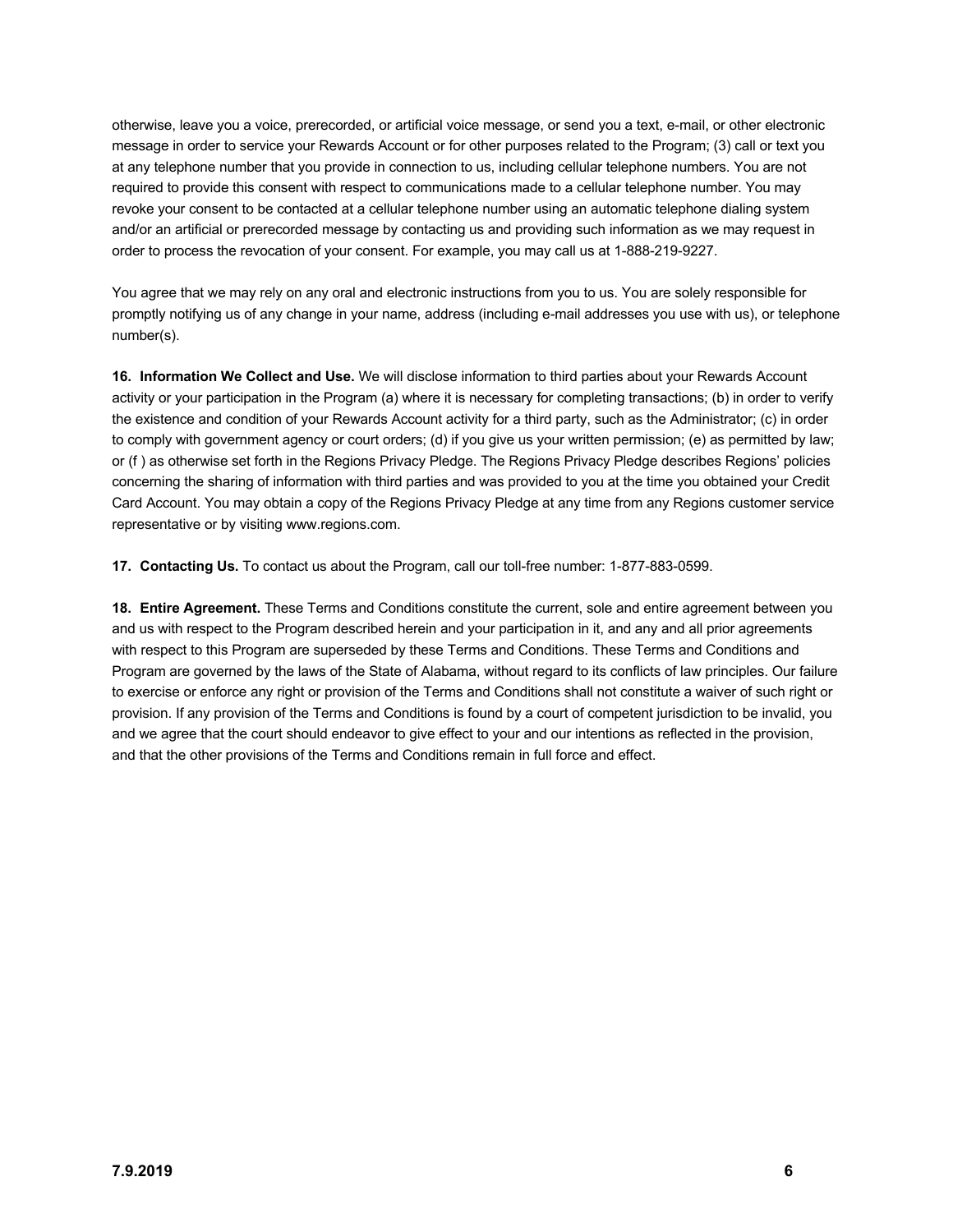otherwise, leave you a voice, prerecorded, or artificial voice message, or send you a text, e-mail, or other electronic message in order to service your Rewards Account or for other purposes related to the Program; (3) call or text you at any telephone number that you provide in connection to us, including cellular telephone numbers. You are not required to provide this consent with respect to communications made to a cellular telephone number. You may revoke your consent to be contacted at a cellular telephone number using an automatic telephone dialing system and/or an artificial or prerecorded message by contacting us and providing such information as we may request in order to process the revocation of your consent. For example, you may call us at 1-888-219-9227.

You agree that we may rely on any oral and electronic instructions from you to us. You are solely responsible for promptly notifying us of any change in your name, address (including e-mail addresses you use with us), or telephone number(s).

**16. Information We Collect and Use.** We will disclose information to third parties about your Rewards Account activity or your participation in the Program (a) where it is necessary for completing transactions; (b) in order to verify the existence and condition of your Rewards Account activity for a third party, such as the Administrator; (c) in order to comply with government agency or court orders; (d) if you give us your written permission; (e) as permitted by law; or (f ) as otherwise set forth in the Regions Privacy Pledge. The Regions Privacy Pledge describes Regions' policies concerning the sharing of information with third parties and was provided to you at the time you obtained your Credit Card Account. You may obtain a copy of the Regions Privacy Pledge at any time from any Regions customer service representative or by visiting www.regions.com.

**17. Contacting Us.** To contact us about the Program, call our toll-free number: 1-877-883-0599.

**18. Entire Agreement.** These Terms and Conditions constitute the current, sole and entire agreement between you and us with respect to the Program described herein and your participation in it, and any and all prior agreements with respect to this Program are superseded by these Terms and Conditions. These Terms and Conditions and Program are governed by the laws of the State of Alabama, without regard to its conflicts of law principles. Our failure to exercise or enforce any right or provision of the Terms and Conditions shall not constitute a waiver of such right or provision. If any provision of the Terms and Conditions is found by a court of competent jurisdiction to be invalid, you and we agree that the court should endeavor to give effect to your and our intentions as reflected in the provision, and that the other provisions of the Terms and Conditions remain in full force and effect.